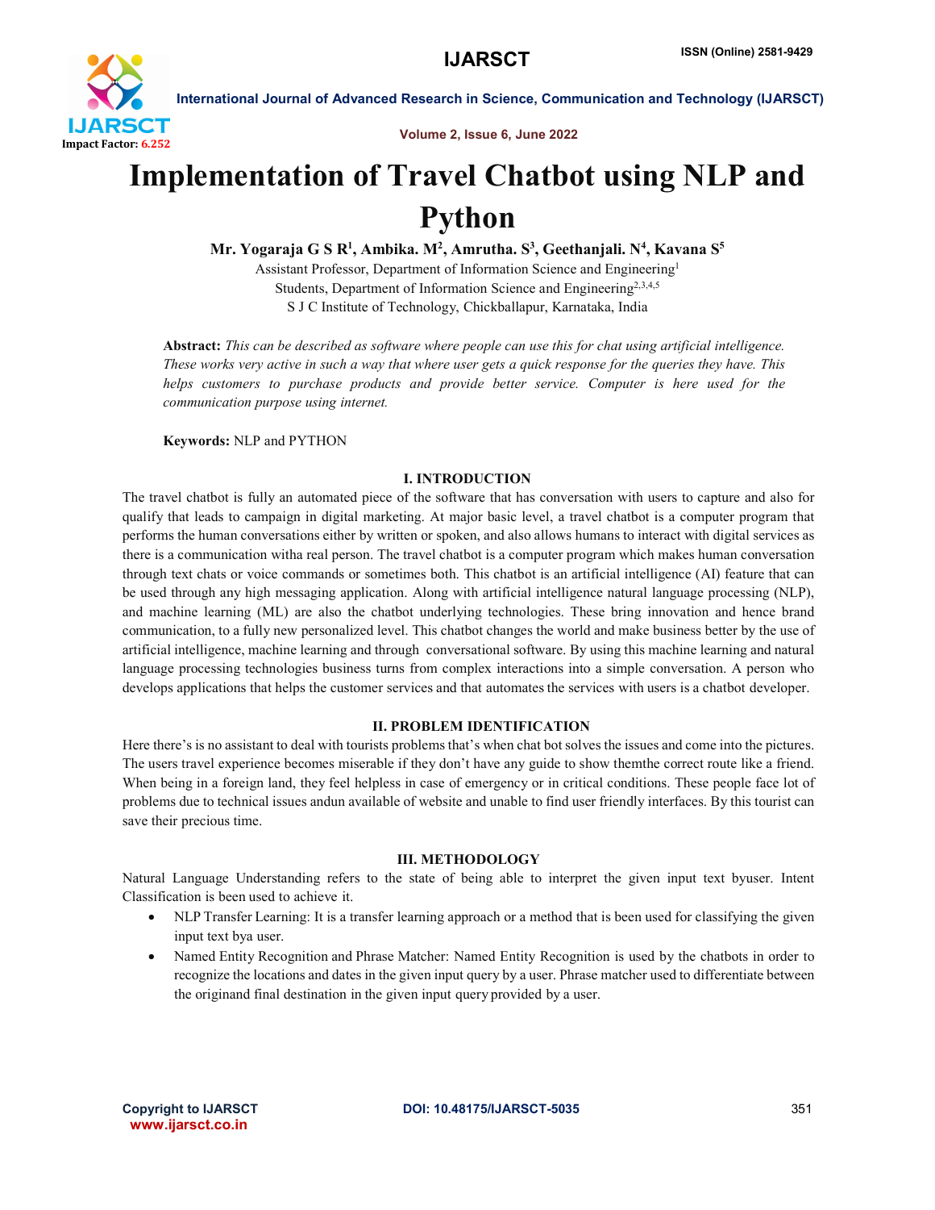# Implementation of Travel Chatbot using NLP and Python

**Mr. Yogaraja G S R[1], Ambika. M[2], Amrutha. S[3], Geethanjali. N[4], Kavana S[5]**

Assistant Professor, Department of Information Science and Engineering[1]

Students, Department of Information Science and Engineering[2,3,4,5]

S J C Institute of Technology, Chickballapur, Karnataka, India

**Abstract:** *This can be described as software where people can use this for chat using artificial intelligence. These works very active in such a way that where user gets a quick response for the queries they have. This helps customers to purchase products and provide better service. Computer is here used for the communication purpose using internet.*

**Keywords:** NLP and PYTHON

## I. INTRODUCTION

The travel chatbot is fully an automated piece of the software that has conversation with users to capture and also for qualify that leads to campaign in digital marketing. At major basic level, a travel chatbot is a computer program that performs the human conversations either by written or spoken, and also allows humans to interact with digital services as there is a communication witha real person. The travel chatbot is a computer program which makes human conversation through text chats or voice commands or sometimes both. This chatbot is an artificial intelligence (AI) feature that can be used through any high messaging application. Along with artificial intelligence natural language processing (NLP), and machine learning (ML) are also the chatbot underlying technologies. These bring innovation and hence brand communication, to a fully new personalized level. This chatbot changes the world and make business better by the use of artificial intelligence, machine learning and through conversational software. By using this machine learning and natural language processing technologies business turns from complex interactions into a simple conversation. A person who develops applications that helps the customer services and that automates the services with users is a chatbot developer.

## II. PROBLEM IDENTIFICATION

Here there's is no assistant to deal with tourists problems that's when chat bot solves the issues and come into the pictures. The users travel experience becomes miserable if they don't have any guide to show themthe correct route like a friend. When being in a foreign land, they feel helpless in case of emergency or in critical conditions. These people face lot of problems due to technical issues andun available of website and unable to find user friendly interfaces. By this tourist can save their precious time.

## III. METHODOLOGY

Natural Language Understanding refers to the state of being able to interpret the given input text byuser. Intent Classification is been used to achieve it.

- NLP Transfer Learning: It is a transfer learning approach or a method that is been used for classifying the given input text bya user.
- Named Entity Recognition and Phrase Matcher: Named Entity Recognition is used by the chatbots in order to recognize the locations and dates in the given input query by a user. Phrase matcher used to differentiate between the originand final destination in the given input query provided by a user.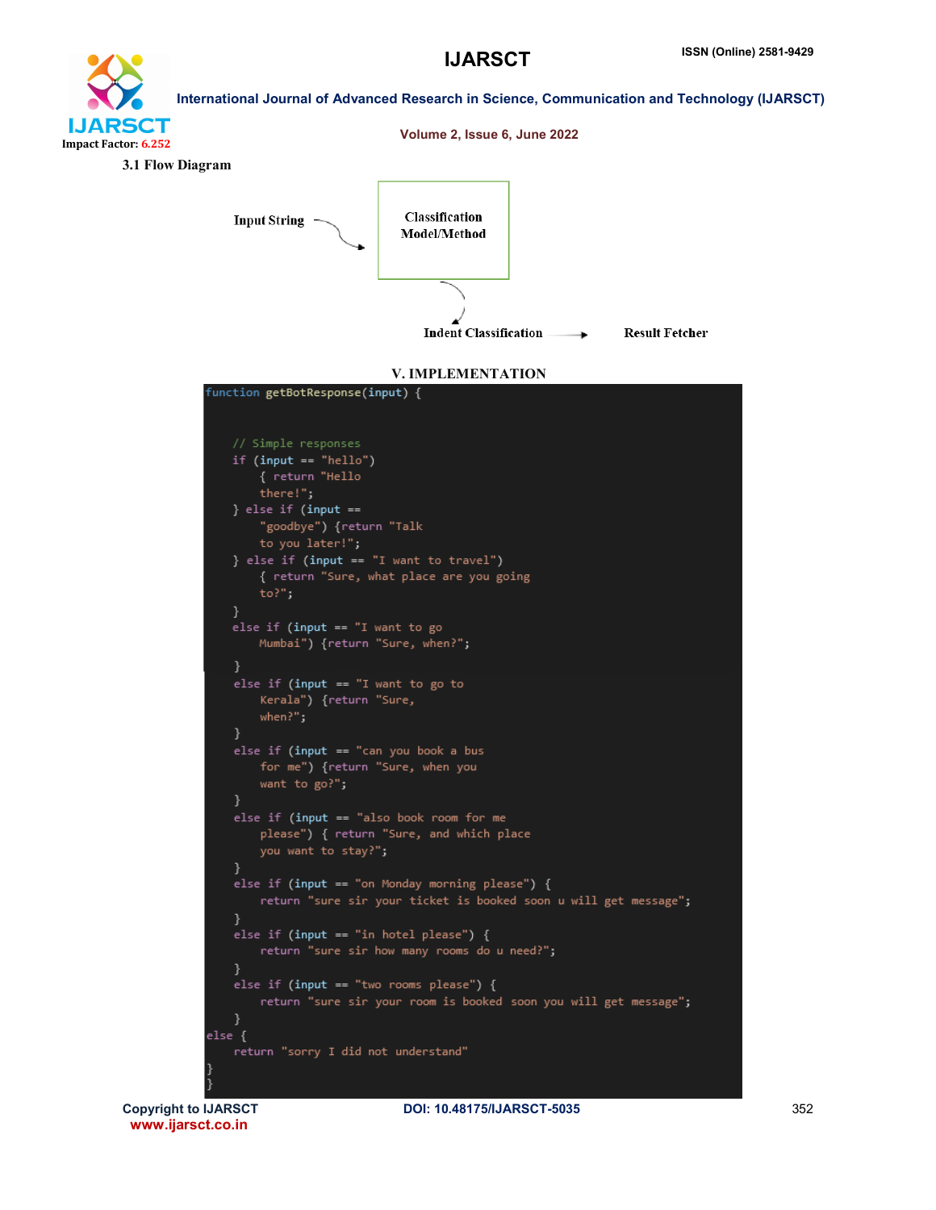### 3.1 Flow Diagram

Input String → Classification Model/Method → Indent Classification → Result Fetcher

## V. IMPLEMENTATION

```
function getBotResponse(input) {


    // Simple responses
    if (input == "hello")
        { return "Hello
        there!";
    } else if (input ==
        "goodbye") {return "Talk
        to you later!";
    } else if (input == "I want to travel")
        { return "Sure, what place are you going
        to?";
    }
    else if (input == "I want to go
        Mumbai") {return "Sure, when?";

    }
    else if (input == "I want to go to
        Kerala") {return "Sure,
        when?";
    }
    else if (input == "can you book a bus
        for me") {return "Sure, when you
        want to go?";
    }
    else if (input == "also book room for me
        please") { return "Sure, and which place
        you want to stay?";
    }
    else if (input == "on Monday morning please") {
        return "sure sir your ticket is booked soon u will get message";
    }
    else if (input == "in hotel please") {
        return "sure sir how many rooms do u need?";
    }
    else if (input == "two rooms please") {
        return "sure sir your room is booked soon you will get message";
    }
else {
    return "sorry I did not understand"
}
}
```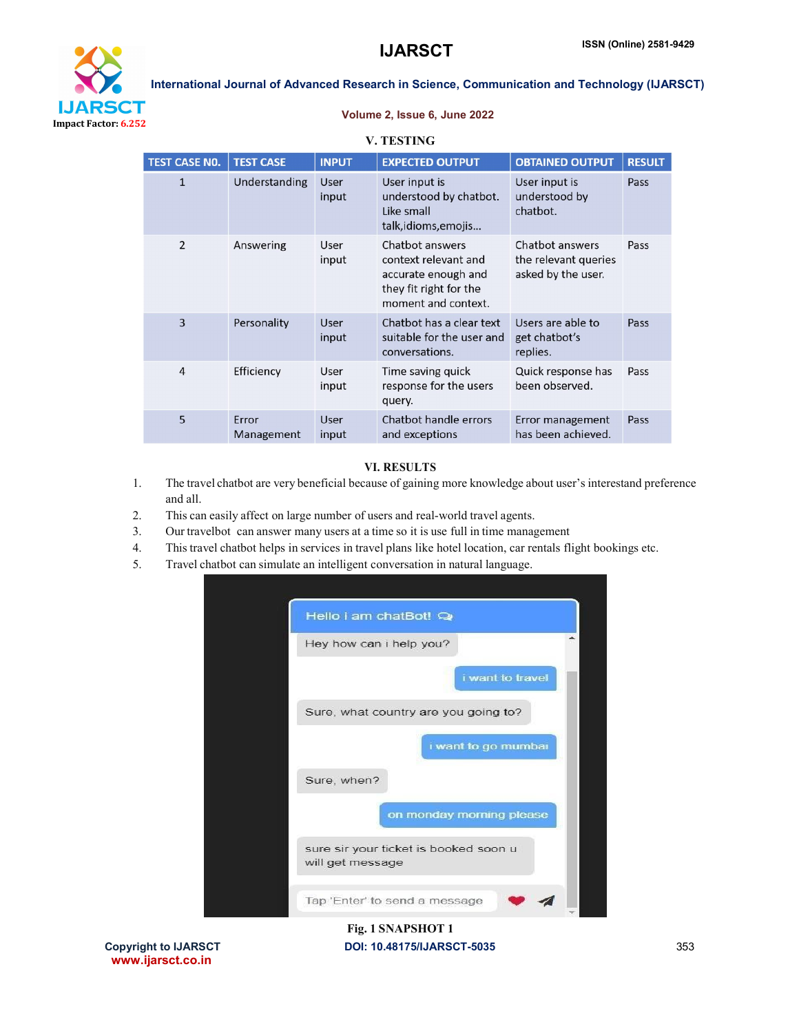## V. TESTING

| TEST CASE NO. | TEST CASE | INPUT | EXPECTED OUTPUT | OBTAINED OUTPUT | RESULT |
|---|---|---|---|---|---|
| 1 | Understanding | User input | User input is understood by chatbot. Like small talk,idioms,emojis... | User input is understood by chatbot. | Pass |
| 2 | Answering | User input | Chatbot answers context relevant and accurate enough and they fit right for the moment and context. | Chatbot answers the relevant queries asked by the user. | Pass |
| 3 | Personality | User input | Chatbot has a clear text suitable for the user and conversations. | Users are able to get chatbot's replies. | Pass |
| 4 | Efficiency | User input | Time saving quick response for the users query. | Quick response has been observed. | Pass |
| 5 | Error Management | User input | Chatbot handle errors and exceptions | Error management has been achieved. | Pass |

## VI. RESULTS

1. The travel chatbot are very beneficial because of gaining more knowledge about user's interestand preference and all.
2. This can easily affect on large number of users and real-world travel agents.
3. Our travelbot can answer many users at a time so it is use full in time management
4. This travel chatbot helps in services in travel plans like hotel location, car rentals flight bookings etc.
5. Travel chatbot can simulate an intelligent conversation in natural language.

Fig. 1 SNAPSHOT 1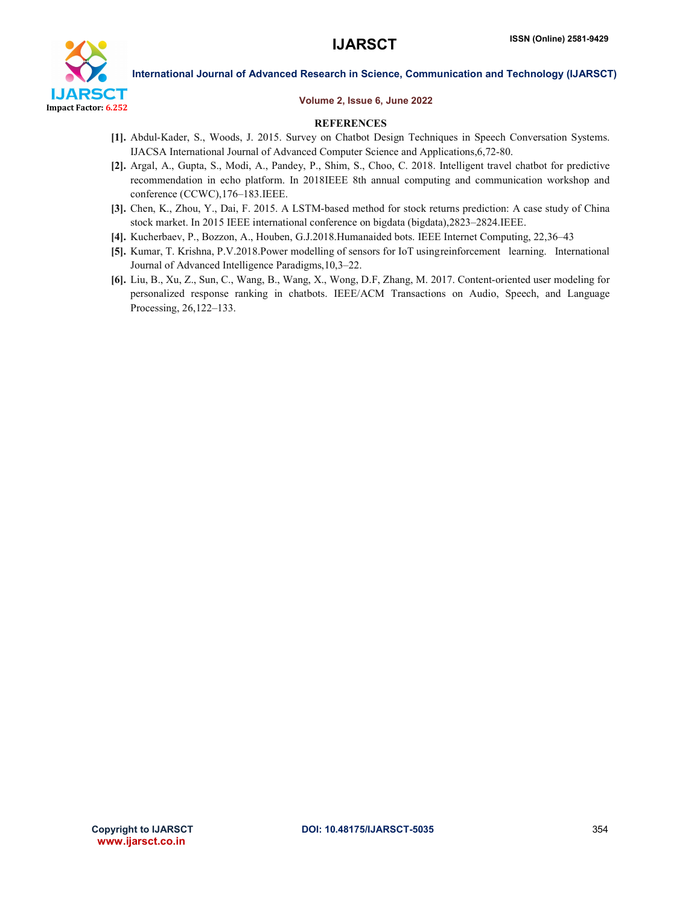## REFERENCES

**[1].** Abdul-Kader, S., Woods, J. 2015. Survey on Chatbot Design Techniques in Speech Conversation Systems. IJACSA International Journal of Advanced Computer Science and Applications,6,72-80.

**[2].** Argal, A., Gupta, S., Modi, A., Pandey, P., Shim, S., Choo, C. 2018. Intelligent travel chatbot for predictive recommendation in echo platform. In 2018IEEE 8th annual computing and communication workshop and conference (CCWC),176–183.IEEE.

**[3].** Chen, K., Zhou, Y., Dai, F. 2015. A LSTM-based method for stock returns prediction: A case study of China stock market. In 2015 IEEE international conference on bigdata (bigdata),2823–2824.IEEE.

**[4].** Kucherbaev, P., Bozzon, A., Houben, G.J.2018.Humanaided bots. IEEE Internet Computing, 22,36–43

**[5].** Kumar, T. Krishna, P.V.2018.Power modelling of sensors for IoT usingreinforcement learning. International Journal of Advanced Intelligence Paradigms,10,3–22.

**[6].** Liu, B., Xu, Z., Sun, C., Wang, B., Wang, X., Wong, D.F, Zhang, M. 2017. Content-oriented user modeling for personalized response ranking in chatbots. IEEE/ACM Transactions on Audio, Speech, and Language Processing, 26,122–133.